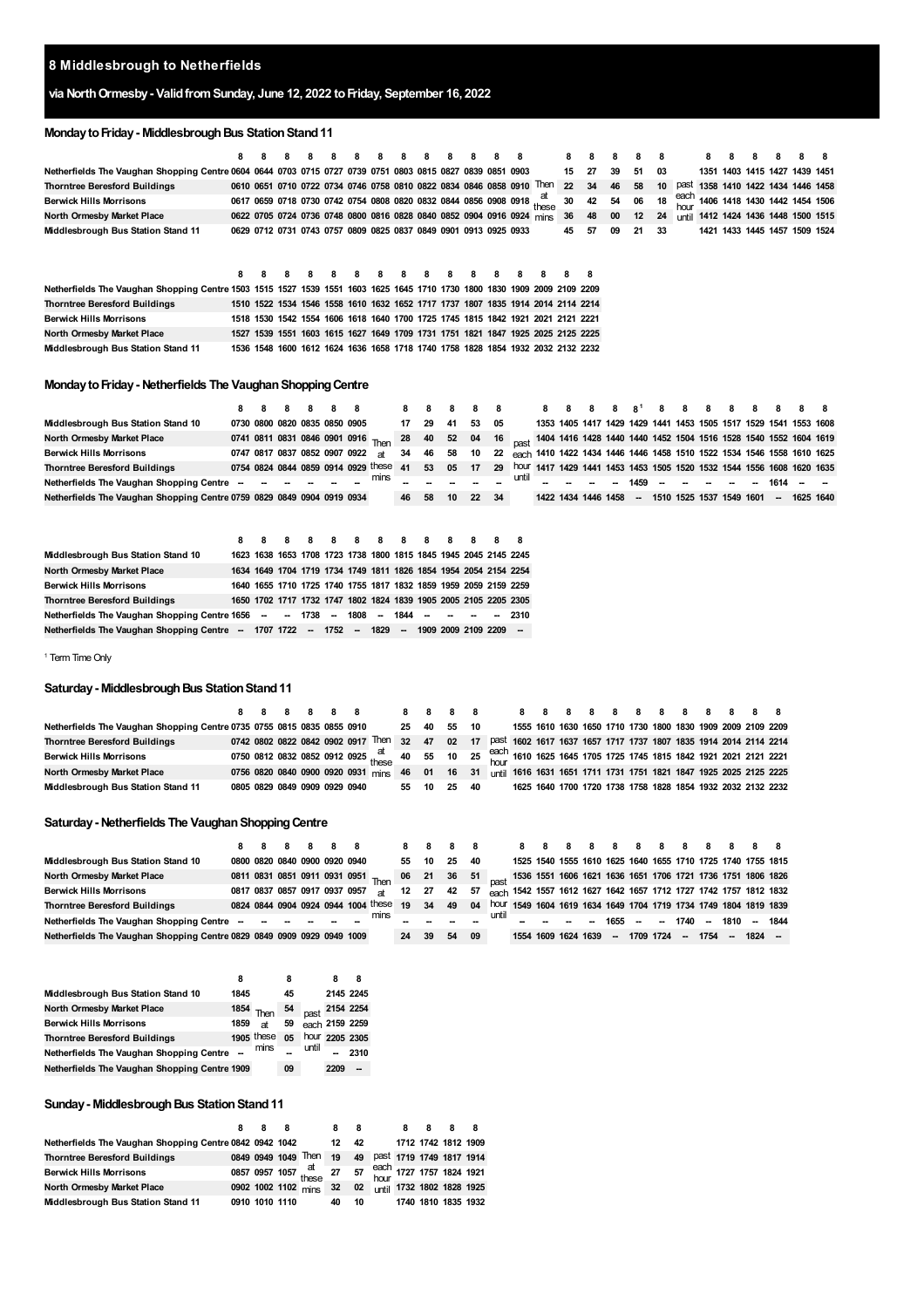# 8 Middlesbrough to Netherfields

## via North Ormesby - Valid from Sunday, June 12, 2022 to Friday, September 16, 2022

### Monday to Friday - Middlesbrough Bus Station Stand 11

| | 8 | 8 | 8 | 8 | 8 | 8 | 8 | 8 | 8 | 8 | 8 | 8 | 8 | | 8 | 8 | 8 | 8 | 8 | | 8 | 8 | 8 | 8 | 8 | 8 |
|---|---|---|---|---|---|---|---|---|---|---|---|---|---|---|---|---|---|---|---|---|---|---|---|---|---|---|
| Netherfields The Vaughan Shopping Centre | 0604 | 0644 | 0703 | 0715 | 0727 | 0739 | 0751 | 0803 | 0815 | 0827 | 0839 | 0851 | 0903 | | 15 | 27 | 39 | 51 | 03 | | 1351 | 1403 | 1415 | 1427 | 1439 | 1451 |
| Thorntree Beresford Buildings | 0610 | 0651 | 0710 | 0722 | 0734 | 0746 | 0758 | 0810 | 0822 | 0834 | 0846 | 0858 | 0910 | Then | 22 | 34 | 46 | 58 | 10 | past | 1358 | 1410 | 1422 | 1434 | 1446 | 1458 |
| Berwick Hills Morrisons | 0617 | 0659 | 0718 | 0730 | 0742 | 0754 | 0808 | 0820 | 0832 | 0844 | 0856 | 0908 | 0918 | at these | 30 | 42 | 54 | 06 | 18 | each hour | 1406 | 1418 | 1430 | 1442 | 1454 | 1506 |
| North Ormesby Market Place | 0622 | 0705 | 0724 | 0736 | 0748 | 0800 | 0816 | 0828 | 0840 | 0852 | 0904 | 0916 | 0924 | mins | 36 | 48 | 00 | 12 | 24 | until | 1412 | 1424 | 1436 | 1448 | 1500 | 1515 |
| Middlesbrough Bus Station Stand 11 | 0629 | 0712 | 0731 | 0743 | 0757 | 0809 | 0825 | 0837 | 0849 | 0901 | 0913 | 0925 | 0933 | | 45 | 57 | 09 | 21 | 33 | | 1421 | 1433 | 1445 | 1457 | 1509 | 1524 |

| | 8 | 8 | 8 | 8 | 8 | 8 | 8 | 8 | 8 | 8 | 8 | 8 | 8 | 8 | 8 | 8 |
|---|---|---|---|---|---|---|---|---|---|---|---|---|---|---|---|---|
| Netherfields The Vaughan Shopping Centre | 1503 | 1515 | 1527 | 1539 | 1551 | 1603 | 1625 | 1645 | 1710 | 1730 | 1800 | 1830 | 1909 | 2009 | 2109 | 2209 |
| Thorntree Beresford Buildings | 1510 | 1522 | 1534 | 1546 | 1558 | 1610 | 1632 | 1652 | 1717 | 1737 | 1807 | 1835 | 1914 | 2014 | 2114 | 2214 |
| Berwick Hills Morrisons | 1518 | 1530 | 1542 | 1554 | 1606 | 1618 | 1640 | 1700 | 1725 | 1745 | 1815 | 1842 | 1921 | 2021 | 2121 | 2221 |
| North Ormesby Market Place | 1527 | 1539 | 1551 | 1603 | 1615 | 1627 | 1649 | 1709 | 1731 | 1751 | 1821 | 1847 | 1925 | 2025 | 2125 | 2225 |
| Middlesbrough Bus Station Stand 11 | 1536 | 1548 | 1600 | 1612 | 1624 | 1636 | 1658 | 1718 | 1740 | 1758 | 1828 | 1854 | 1932 | 2032 | 2132 | 2232 |

### Monday to Friday - Netherfields The Vaughan Shopping Centre

| | 8 | 8 | 8 | 8 | 8 | 8 | | 8 | 8 | 8 | 8 | 8 | | 8 | 8 | 8 | 8 | 8[1] | 8 | 8 | 8 | 8 | 8 | 8 | 8 | 8 |
|---|---|---|---|---|---|---|---|---|---|---|---|---|---|---|---|---|---|---|---|---|---|---|---|---|---|---|
| Middlesbrough Bus Station Stand 10 | 0730 | 0800 | 0820 | 0835 | 0850 | 0905 | | 17 | 29 | 41 | 53 | 05 | | 1353 | 1405 | 1417 | 1429 | 1429 | 1441 | 1453 | 1505 | 1517 | 1529 | 1541 | 1553 | 1608 |
| North Ormesby Market Place | 0741 | 0811 | 0831 | 0846 | 0901 | 0916 | Then | 28 | 40 | 52 | 04 | 16 | past | 1404 | 1416 | 1428 | 1440 | 1440 | 1452 | 1504 | 1516 | 1528 | 1540 | 1552 | 1604 | 1619 |
| Berwick Hills Morrisons | 0747 | 0817 | 0837 | 0852 | 0907 | 0922 | at | 34 | 46 | 58 | 10 | 22 | each | 1410 | 1422 | 1434 | 1446 | 1446 | 1458 | 1510 | 1522 | 1534 | 1546 | 1558 | 1610 | 1625 |
| Thorntree Beresford Buildings | 0754 | 0824 | 0844 | 0859 | 0914 | 0929 | these | 41 | 53 | 05 | 17 | 29 | hour | 1417 | 1429 | 1441 | 1453 | 1453 | 1505 | 1520 | 1532 | 1544 | 1556 | 1608 | 1620 | 1635 |
| Netherfields The Vaughan Shopping Centre | -- | -- | -- | -- | -- | -- | mins | -- | -- | -- | -- | -- | until | -- | -- | -- | -- | 1459 | -- | -- | -- | -- | -- | 1614 | -- | -- |
| Netherfields The Vaughan Shopping Centre | 0759 | 0829 | 0849 | 0904 | 0919 | 0934 | | 46 | 58 | 10 | 22 | 34 | | 1422 | 1434 | 1446 | 1458 | -- | 1510 | 1525 | 1537 | 1549 | 1601 | -- | 1625 | 1640 |

| | 8 | 8 | 8 | 8 | 8 | 8 | 8 | 8 | 8 | 8 | 8 | 8 | 8 |
|---|---|---|---|---|---|---|---|---|---|---|---|---|---|
| Middlesbrough Bus Station Stand 10 | 1623 | 1638 | 1653 | 1708 | 1723 | 1738 | 1800 | 1815 | 1845 | 1945 | 2045 | 2145 | 2245 |
| North Ormesby Market Place | 1634 | 1649 | 1704 | 1719 | 1734 | 1749 | 1811 | 1826 | 1854 | 1954 | 2054 | 2154 | 2254 |
| Berwick Hills Morrisons | 1640 | 1655 | 1710 | 1725 | 1740 | 1755 | 1817 | 1832 | 1859 | 1959 | 2059 | 2159 | 2259 |
| Thorntree Beresford Buildings | 1650 | 1702 | 1717 | 1732 | 1747 | 1802 | 1824 | 1839 | 1905 | 2005 | 2105 | 2205 | 2305 |
| Netherfields The Vaughan Shopping Centre | 1656 | -- | -- | 1738 | -- | 1808 | -- | 1844 | -- | -- | -- | -- | 2310 |
| Netherfields The Vaughan Shopping Centre | -- | 1707 | 1722 | -- | 1752 | -- | 1829 | -- | 1909 | 2009 | 2109 | 2209 | -- |

[1] Term Time Only

### Saturday - Middlesbrough Bus Station Stand 11

| | 8 | 8 | 8 | 8 | 8 | 8 | | 8 | 8 | 8 | 8 | | 8 | 8 | 8 | 8 | 8 | 8 | 8 | 8 | 8 | 8 | 8 | 8 |
|---|---|---|---|---|---|---|---|---|---|---|---|---|---|---|---|---|---|---|---|---|---|---|---|---|
| Netherfields The Vaughan Shopping Centre | 0735 | 0755 | 0815 | 0835 | 0855 | 0910 | | 25 | 40 | 55 | 10 | | 1555 | 1610 | 1630 | 1650 | 1710 | 1730 | 1800 | 1830 | 1909 | 2009 | 2109 | 2209 |
| Thorntree Beresford Buildings | 0742 | 0802 | 0822 | 0842 | 0902 | 0917 | Then | 32 | 47 | 02 | 17 | past | 1602 | 1617 | 1637 | 1657 | 1717 | 1737 | 1807 | 1835 | 1914 | 2014 | 2114 | 2214 |
| Berwick Hills Morrisons | 0750 | 0810 | 0832 | 0852 | 0912 | 0925 | at these | 40 | 55 | 10 | 25 | each hour | 1610 | 1625 | 1645 | 1705 | 1725 | 1745 | 1815 | 1842 | 1921 | 2021 | 2121 | 2221 |
| North Ormesby Market Place | 0756 | 0820 | 0840 | 0900 | 0920 | 0931 | mins | 46 | 01 | 16 | 31 | until | 1616 | 1631 | 1651 | 1711 | 1731 | 1751 | 1821 | 1847 | 1925 | 2025 | 2125 | 2225 |
| Middlesbrough Bus Station Stand 11 | 0805 | 0829 | 0849 | 0909 | 0929 | 0940 | | 55 | 10 | 25 | 40 | | 1625 | 1640 | 1700 | 1720 | 1738 | 1758 | 1828 | 1854 | 1932 | 2032 | 2132 | 2232 |

### Saturday - Netherfields The Vaughan Shopping Centre

| | 8 | 8 | 8 | 8 | 8 | 8 | | 8 | 8 | 8 | 8 | | 8 | 8 | 8 | 8 | 8 | 8 | 8 | 8 | 8 | 8 | 8 | 8 |
|---|---|---|---|---|---|---|---|---|---|---|---|---|---|---|---|---|---|---|---|---|---|---|---|---|
| Middlesbrough Bus Station Stand 10 | 0800 | 0820 | 0840 | 0900 | 0920 | 0940 | | 55 | 10 | 25 | 40 | | 1525 | 1540 | 1555 | 1610 | 1625 | 1640 | 1655 | 1710 | 1725 | 1740 | 1755 | 1815 |
| North Ormesby Market Place | 0811 | 0831 | 0851 | 0911 | 0931 | 0951 | Then | 06 | 21 | 36 | 51 | past | 1536 | 1551 | 1606 | 1621 | 1636 | 1651 | 1706 | 1721 | 1736 | 1751 | 1806 | 1826 |
| Berwick Hills Morrisons | 0817 | 0837 | 0857 | 0917 | 0937 | 0957 | at | 12 | 27 | 42 | 57 | each | 1542 | 1557 | 1612 | 1627 | 1642 | 1657 | 1712 | 1727 | 1742 | 1757 | 1812 | 1832 |
| Thorntree Beresford Buildings | 0824 | 0844 | 0904 | 0924 | 0944 | 1004 | these | 19 | 34 | 49 | 04 | hour | 1549 | 1604 | 1619 | 1634 | 1649 | 1704 | 1719 | 1734 | 1749 | 1804 | 1819 | 1839 |
| Netherfields The Vaughan Shopping Centre | -- | -- | -- | -- | -- | -- | mins | -- | -- | -- | -- | until | -- | -- | -- | -- | 1655 | -- | -- | 1740 | -- | 1810 | -- | 1844 |
| Netherfields The Vaughan Shopping Centre | 0829 | 0849 | 0909 | 0929 | 0949 | 1009 | | 24 | 39 | 54 | 09 | | 1554 | 1609 | 1624 | 1639 | -- | 1709 | 1724 | -- | 1754 | -- | 1824 | -- |

| | 8 | | 8 | | 8 | 8 |
|---|---|---|---|---|---|---|
| Middlesbrough Bus Station Stand 10 | 1845 | | 45 | | 2145 | 2245 |
| North Ormesby Market Place | 1854 | Then | 54 | past | 2154 | 2254 |
| Berwick Hills Morrisons | 1859 | at | 59 | each | 2159 | 2259 |
| Thorntree Beresford Buildings | 1905 | these | 05 | hour | 2205 | 2305 |
| Netherfields The Vaughan Shopping Centre | -- | mins | -- | until | -- | 2310 |
| Netherfields The Vaughan Shopping Centre | 1909 | | 09 | | 2209 | -- |

### Sunday - Middlesbrough Bus Station Stand 11

| | 8 | 8 | 8 | | 8 | 8 | | 8 | 8 | 8 | 8 |
|---|---|---|---|---|---|---|---|---|---|---|---|
| Netherfields The Vaughan Shopping Centre | 0842 | 0942 | 1042 | | 12 | 42 | | 1712 | 1742 | 1812 | 1909 |
| Thorntree Beresford Buildings | 0849 | 0949 | 1049 | Then | 19 | 49 | past | 1719 | 1749 | 1817 | 1914 |
| Berwick Hills Morrisons | 0857 | 0957 | 1057 | at these | 27 | 57 | each hour | 1727 | 1757 | 1824 | 1921 |
| North Ormesby Market Place | 0902 | 1002 | 1102 | mins | 32 | 02 | until | 1732 | 1802 | 1828 | 1925 |
| Middlesbrough Bus Station Stand 11 | 0910 | 1010 | 1110 | | 40 | 10 | | 1740 | 1810 | 1835 | 1932 |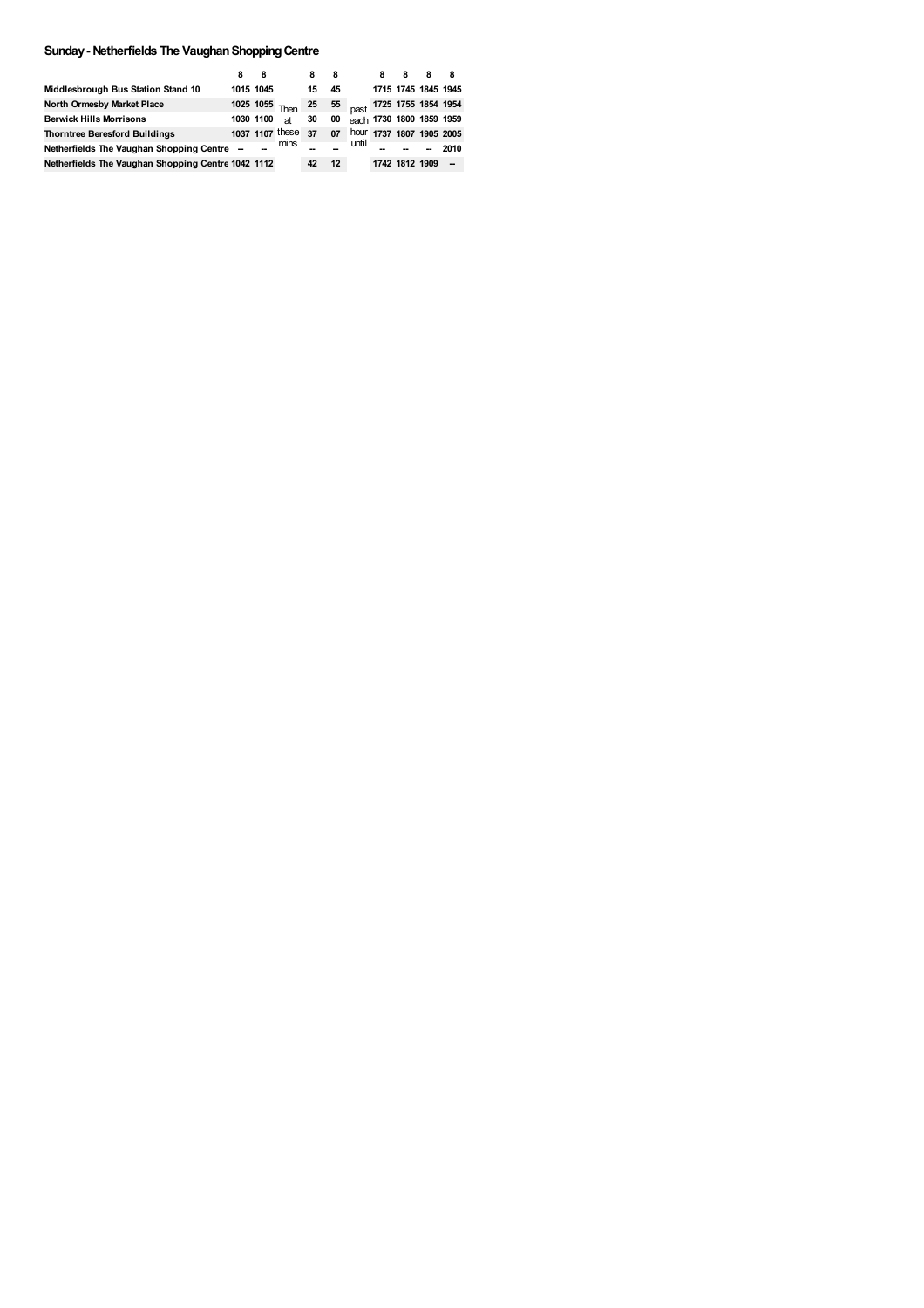## Sunday - Netherfields The Vaughan Shopping Centre

| | 8 | 8 | | 8 | 8 | | 8 | 8 | 8 | 8 |
|---|---|---|---|---|---|---|---|---|---|---|
| Middlesbrough Bus Station Stand 10 | 1015 | 1045 | Then at these mins | 15 | 45 | past each hour until | 1715 | 1745 | 1845 | 1945 |
| North Ormesby Market Place | 1025 | 1055 | | 25 | 55 | | 1725 | 1755 | 1854 | 1954 |
| Berwick Hills Morrisons | 1030 | 1100 | | 30 | 00 | | 1730 | 1800 | 1859 | 1959 |
| Thorntree Beresford Buildings | 1037 | 1107 | | 37 | 07 | | 1737 | 1807 | 1905 | 2005 |
| Netherfields The Vaughan Shopping Centre | -- | -- | | -- | -- | | -- | -- | -- | 2010 |
| Netherfields The Vaughan Shopping Centre | 1042 | 1112 | | 42 | 12 | | 1742 | 1812 | 1909 | -- |